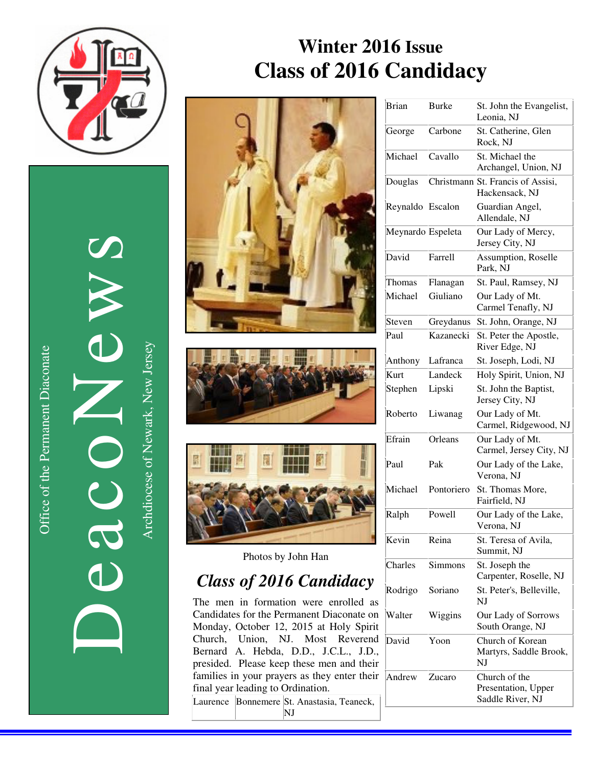# DeacoNews

Office of the Permanent Diaconate

Archdiocese of Newark, New Jersey

## Winter 2016 Issue
# Class of 2016 Candidacy

Photos by John Han

## *Class of 2016 Candidacy*

The men in formation were enrolled as Candidates for the Permanent Diaconate on Monday, October 12, 2015 at Holy Spirit Church, Union, NJ. Most Reverend Bernard A. Hebda, D.D., J.C.L., J.D., presided. Please keep these men and their families in your prayers as they enter their final year leading to Ordination.

| | | |
|---|---|---|
| Laurence | Bonnemere | St. Anastasia, Teaneck, NJ |
| Brian | Burke | St. John the Evangelist, Leonia, NJ |
| George | Carbone | St. Catherine, Glen Rock, NJ |
| Michael | Cavallo | St. Michael the Archangel, Union, NJ |
| Douglas | Christmann | St. Francis of Assisi, Hackensack, NJ |
| Reynaldo | Escalon | Guardian Angel, Allendale, NJ |
| Meynardo | Espeleta | Our Lady of Mercy, Jersey City, NJ |
| David | Farrell | Assumption, Roselle Park, NJ |
| Thomas | Flanagan | St. Paul, Ramsey, NJ |
| Michael | Giuliano | Our Lady of Mt. Carmel Tenafly, NJ |
| Steven | Greydanus | St. John, Orange, NJ |
| Paul | Kazanecki | St. Peter the Apostle, River Edge, NJ |
| Anthony | Lafranca | St. Joseph, Lodi, NJ |
| Kurt | Landeck | Holy Spirit, Union, NJ |
| Stephen | Lipski | St. John the Baptist, Jersey City, NJ |
| Roberto | Liwanag | Our Lady of Mt. Carmel, Ridgewood, NJ |
| Efrain | Orleans | Our Lady of Mt. Carmel, Jersey City, NJ |
| Paul | Pak | Our Lady of the Lake, Verona, NJ |
| Michael | Pontoriero | St. Thomas More, Fairfield, NJ |
| Ralph | Powell | Our Lady of the Lake, Verona, NJ |
| Kevin | Reina | St. Teresa of Avila, Summit, NJ |
| Charles | Simmons | St. Joseph the Carpenter, Roselle, NJ |
| Rodrigo | Soriano | St. Peter's, Belleville, NJ |
| Walter | Wiggins | Our Lady of Sorrows South Orange, NJ |
| David | Yoon | Church of Korean Martyrs, Saddle Brook, NJ |
| Andrew | Zucaro | Church of the Presentation, Upper Saddle River, NJ |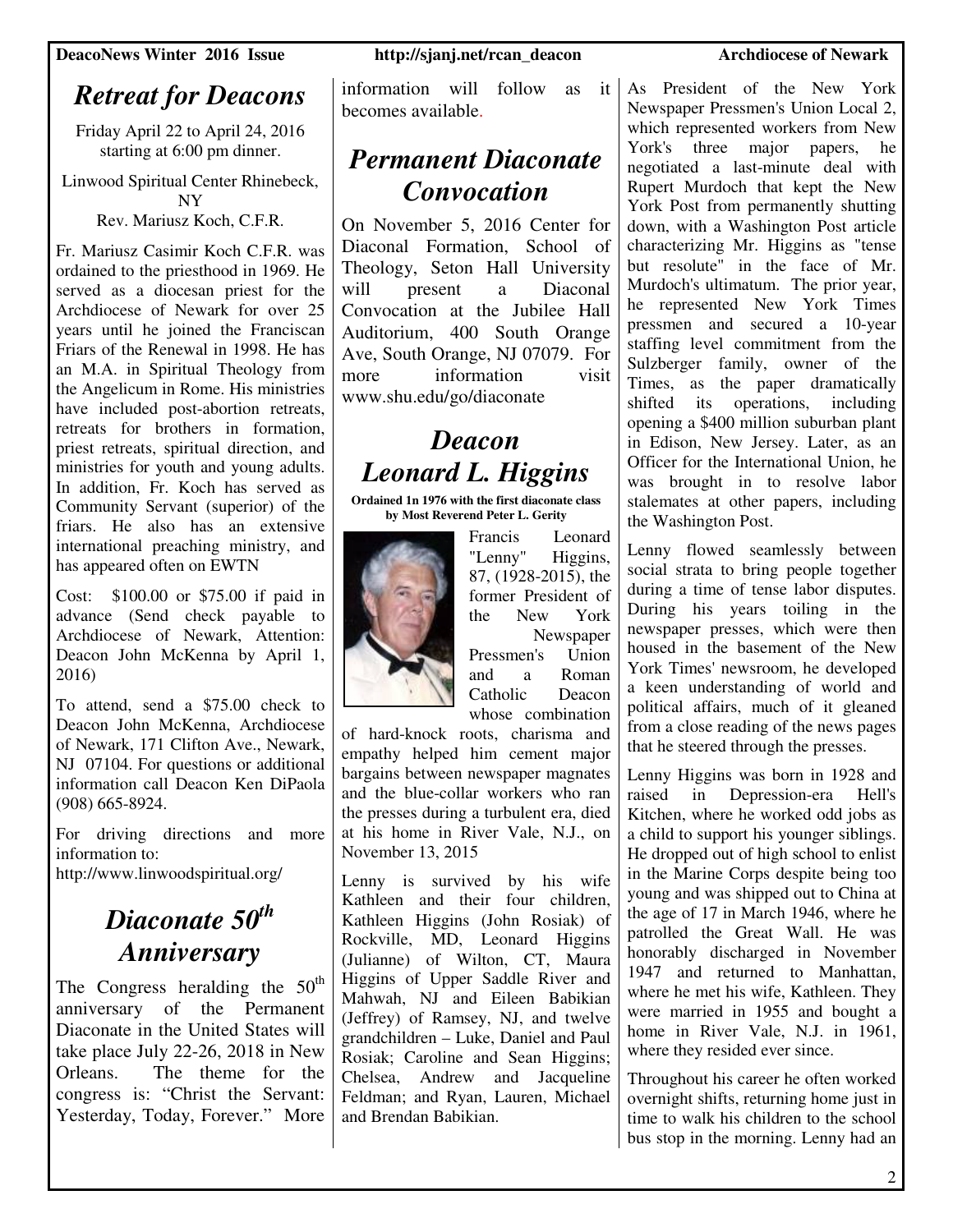## *Retreat for Deacons*

Friday April 22 to April 24, 2016 starting at 6:00 pm dinner.

Linwood Spiritual Center Rhinebeck, NY
Rev. Mariusz Koch, C.F.R.

Fr. Mariusz Casimir Koch C.F.R. was ordained to the priesthood in 1969. He served as a diocesan priest for the Archdiocese of Newark for over 25 years until he joined the Franciscan Friars of the Renewal in 1998. He has an M.A. in Spiritual Theology from the Angelicum in Rome. His ministries have included post-abortion retreats, retreats for brothers in formation, priest retreats, spiritual direction, and ministries for youth and young adults. In addition, Fr. Koch has served as Community Servant (superior) of the friars. He also has an extensive international preaching ministry, and has appeared often on EWTN

Cost: $100.00 or $75.00 if paid in advance (Send check payable to Archdiocese of Newark, Attention: Deacon John McKenna by April 1, 2016)

To attend, send a $75.00 check to Deacon John McKenna, Archdiocese of Newark, 171 Clifton Ave., Newark, NJ 07104. For questions or additional information call Deacon Ken DiPaola (908) 665-8924.

For driving directions and more information to:
http://www.linwoodspiritual.org/

## *Diaconate 50th Anniversary*

The Congress heralding the 50th anniversary of the Permanent Diaconate in the United States will take place July 22-26, 2018 in New Orleans. The theme for the congress is: "Christ the Servant: Yesterday, Today, Forever." More information will follow as it becomes available.

## *Permanent Diaconate Convocation*

On November 5, 2016 Center for Diaconal Formation, School of Theology, Seton Hall University will present a Diaconal Convocation at the Jubilee Hall Auditorium, 400 South Orange Ave, South Orange, NJ 07079. For more information visit www.shu.edu/go/diaconate

## *Deacon Leonard L. Higgins*

**Ordained 1n 1976 with the first diaconate class by Most Reverend Peter L. Gerity**

Francis Leonard "Lenny" Higgins, 87, (1928-2015), the former President of the New York Newspaper Pressmen's Union and a Roman Catholic Deacon whose combination of hard-knock roots, charisma and empathy helped him cement major bargains between newspaper magnates and the blue-collar workers who ran the presses during a turbulent era, died at his home in River Vale, N.J., on November 13, 2015

Lenny is survived by his wife Kathleen and their four children, Kathleen Higgins (John Rosiak) of Rockville, MD, Leonard Higgins (Julianne) of Wilton, CT, Maura Higgins of Upper Saddle River and Mahwah, NJ and Eileen Babikian (Jeffrey) of Ramsey, NJ, and twelve grandchildren – Luke, Daniel and Paul Rosiak; Caroline and Sean Higgins; Chelsea, Andrew and Jacqueline Feldman; and Ryan, Lauren, Michael and Brendan Babikian.

As President of the New York Newspaper Pressmen's Union Local 2, which represented workers from New York's three major papers, he negotiated a last-minute deal with Rupert Murdoch that kept the New York Post from permanently shutting down, with a Washington Post article characterizing Mr. Higgins as "tense but resolute" in the face of Mr. Murdoch's ultimatum. The prior year, he represented New York Times pressmen and secured a 10-year staffing level commitment from the Sulzberger family, owner of the Times, as the paper dramatically shifted its operations, including opening a $400 million suburban plant in Edison, New Jersey. Later, as an Officer for the International Union, he was brought in to resolve labor stalemates at other papers, including the Washington Post.

Lenny flowed seamlessly between social strata to bring people together during a time of tense labor disputes. During his years toiling in the newspaper presses, which were then housed in the basement of the New York Times' newsroom, he developed a keen understanding of world and political affairs, much of it gleaned from a close reading of the news pages that he steered through the presses.

Lenny Higgins was born in 1928 and raised in Depression-era Hell's Kitchen, where he worked odd jobs as a child to support his younger siblings. He dropped out of high school to enlist in the Marine Corps despite being too young and was shipped out to China at the age of 17 in March 1946, where he patrolled the Great Wall. He was honorably discharged in November 1947 and returned to Manhattan, where he met his wife, Kathleen. They were married in 1955 and bought a home in River Vale, N.J. in 1961, where they resided ever since.

Throughout his career he often worked overnight shifts, returning home just in time to walk his children to the school bus stop in the morning. Lenny had an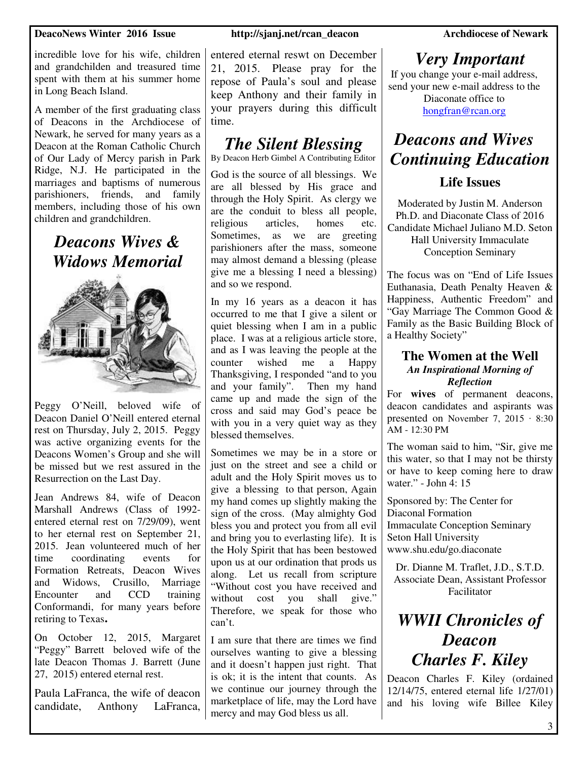incredible love for his wife, children and grandchilden and treasured time spent with them at his summer home in Long Beach Island.

A member of the first graduating class of Deacons in the Archdiocese of Newark, he served for many years as a Deacon at the Roman Catholic Church of Our Lady of Mercy parish in Park Ridge, N.J. He participated in the marriages and baptisms of numerous parishioners, friends, and family members, including those of his own children and grandchildren.

## *Deacons Wives & Widows Memorial*

Peggy O'Neill, beloved wife of Deacon Daniel O'Neill entered eternal rest on Thursday, July 2, 2015. Peggy was active organizing events for the Deacons Women's Group and she will be missed but we rest assured in the Resurrection on the Last Day.

Jean Andrews 84, wife of Deacon Marshall Andrews (Class of 1992- entered eternal rest on 7/29/09), went to her eternal rest on September 21, 2015. Jean volunteered much of her time coordinating events for Formation Retreats, Deacon Wives and Widows, Crusillo, Marriage Encounter and CCD training Conformandi, for many years before retiring to Texas**.**

On October 12, 2015, Margaret "Peggy" Barrett beloved wife of the late Deacon Thomas J. Barrett (June 27, 2015) entered eternal rest.

Paula LaFranca, the wife of deacon candidate, Anthony LaFranca, entered eternal reswt on December 21, 2015. Please pray for the repose of Paula's soul and please keep Anthony and their family in your prayers during this difficult time.

## *The Silent Blessing*

By Deacon Herb Gimbel A Contributing Editor

God is the source of all blessings. We are all blessed by His grace and through the Holy Spirit. As clergy we are the conduit to bless all people, religious articles, homes etc. Sometimes, as we are greeting parishioners after the mass, someone may almost demand a blessing (please give me a blessing I need a blessing) and so we respond.

In my 16 years as a deacon it has occurred to me that I give a silent or quiet blessing when I am in a public place. I was at a religious article store, and as I was leaving the people at the counter wished me a Happy Thanksgiving, I responded "and to you and your family". Then my hand came up and made the sign of the cross and said may God's peace be with you in a very quiet way as they blessed themselves.

Sometimes we may be in a store or just on the street and see a child or adult and the Holy Spirit moves us to give a blessing to that person, Again my hand comes up slightly making the sign of the cross. (May almighty God bless you and protect you from all evil and bring you to everlasting life). It is the Holy Spirit that has been bestowed upon us at our ordination that prods us along. Let us recall from scripture "Without cost you have received and without cost you shall give." Therefore, we speak for those who can't.

I am sure that there are times we find ourselves wanting to give a blessing and it doesn't happen just right. That is ok; it is the intent that counts. As we continue our journey through the marketplace of life, may the Lord have mercy and may God bless us all.

## *Very Important*

If you change your e-mail address, send your new e-mail address to the Diaconate office to hongfran@rcan.org

## *Deacons and Wives Continuing Education*

### Life Issues

Moderated by Justin M. Anderson Ph.D. and Diaconate Class of 2016 Candidate Michael Juliano M.D. Seton Hall University Immaculate Conception Seminary

The focus was on "End of Life Issues Euthanasia, Death Penalty Heaven & Happiness, Authentic Freedom" and "Gay Marriage The Common Good & Family as the Basic Building Block of a Healthy Society"

### The Women at the Well

***An Inspirational Morning of Reflection***

For **wives** of permanent deacons, deacon candidates and aspirants was presented on November 7, 2015 · 8:30 AM - 12:30 PM

The woman said to him, "Sir, give me this water, so that I may not be thirsty or have to keep coming here to draw water." - John 4: 15

Sponsored by: The Center for Diaconal Formation
Immaculate Conception Seminary
Seton Hall University
www.shu.edu/go.diaconate

Dr. Dianne M. Traflet, J.D., S.T.D.
Associate Dean, Assistant Professor
Facilitator

## *WWII Chronicles of Deacon Charles F. Kiley*

Deacon Charles F. Kiley (ordained 12/14/75, entered eternal life 1/27/01) and his loving wife Billee Kiley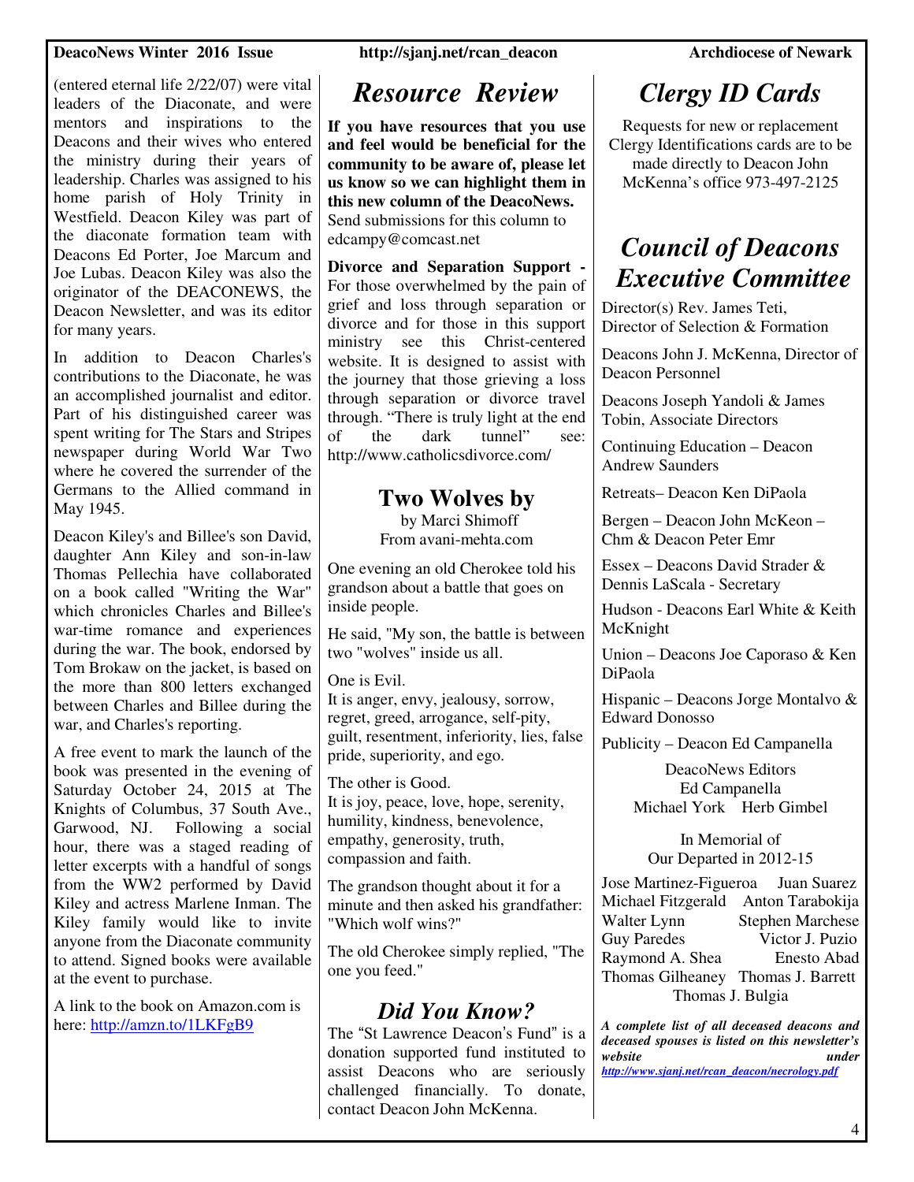(entered eternal life 2/22/07) were vital leaders of the Diaconate, and were mentors and inspirations to the Deacons and their wives who entered the ministry during their years of leadership. Charles was assigned to his home parish of Holy Trinity in Westfield. Deacon Kiley was part of the diaconate formation team with Deacons Ed Porter, Joe Marcum and Joe Lubas. Deacon Kiley was also the originator of the DEACONEWS, the Deacon Newsletter, and was its editor for many years.

In addition to Deacon Charles's contributions to the Diaconate, he was an accomplished journalist and editor. Part of his distinguished career was spent writing for The Stars and Stripes newspaper during World War Two where he covered the surrender of the Germans to the Allied command in May 1945.

Deacon Kiley's and Billee's son David, daughter Ann Kiley and son-in-law Thomas Pellechia have collaborated on a book called "Writing the War" which chronicles Charles and Billee's war-time romance and experiences during the war. The book, endorsed by Tom Brokaw on the jacket, is based on the more than 800 letters exchanged between Charles and Billee during the war, and Charles's reporting.

A free event to mark the launch of the book was presented in the evening of Saturday October 24, 2015 at The Knights of Columbus, 37 South Ave., Garwood, NJ. Following a social hour, there was a staged reading of letter excerpts with a handful of songs from the WW2 performed by David Kiley and actress Marlene Inman. The Kiley family would like to invite anyone from the Diaconate community to attend. Signed books were available at the event to purchase.

A link to the book on Amazon.com is here: http://amzn.to/1LKFgB9

# *Resource Review*

**If you have resources that you use and feel would be beneficial for the community to be aware of, please let us know so we can highlight them in this new column of the DeacoNews.** Send submissions for this column to edcampy@comcast.net

**Divorce and Separation Support -** For those overwhelmed by the pain of grief and loss through separation or divorce and for those in this support ministry see this Christ-centered website. It is designed to assist with the journey that those grieving a loss through separation or divorce travel through. "There is truly light at the end of the dark tunnel" see: http://www.catholicsdivorce.com/

## Two Wolves by

by Marci Shimoff
From avani-mehta.com

One evening an old Cherokee told his grandson about a battle that goes on inside people.

He said, "My son, the battle is between two "wolves" inside us all.

One is Evil.
It is anger, envy, jealousy, sorrow, regret, greed, arrogance, self-pity, guilt, resentment, inferiority, lies, false pride, superiority, and ego.

The other is Good.
It is joy, peace, love, hope, serenity, humility, kindness, benevolence, empathy, generosity, truth, compassion and faith.

The grandson thought about it for a minute and then asked his grandfather: "Which wolf wins?"

The old Cherokee simply replied, "The one you feed."

## *Did You Know?*

The "St Lawrence Deacon's Fund" is a donation supported fund instituted to assist Deacons who are seriously challenged financially. To donate, contact Deacon John McKenna.

# *Clergy ID Cards*

Requests for new or replacement Clergy Identifications cards are to be made directly to Deacon John McKenna's office 973-497-2125

# *Council of Deacons Executive Committee*

Director(s) Rev. James Teti, Director of Selection & Formation

Deacons John J. McKenna, Director of Deacon Personnel

Deacons Joseph Yandoli & James Tobin, Associate Directors

Continuing Education – Deacon Andrew Saunders

Retreats– Deacon Ken DiPaola

Bergen – Deacon John McKeon – Chm & Deacon Peter Emr

Essex – Deacons David Strader & Dennis LaScala - Secretary

Hudson - Deacons Earl White & Keith McKnight

Union – Deacons Joe Caporaso & Ken DiPaola

Hispanic – Deacons Jorge Montalvo & Edward Donosso

Publicity – Deacon Ed Campanella

DeacoNews Editors
Ed Campanella
Michael York Herb Gimbel

In Memorial of
Our Departed in 2012-15

Jose Martinez-Figueroa, Juan Suarez, Michael Fitzgerald, Anton Tarabokija, Walter Lynn, Stephen Marchese, Guy Paredes, Victor J. Puzio, Raymond A. Shea, Enesto Abad, Thomas Gilheaney, Thomas J. Barrett, Thomas J. Bulgia

***A complete list of all deceased deacons and deceased spouses is listed on this newsletter's website under http://www.sjanj.net/rcan_deacon/necrology.pdf***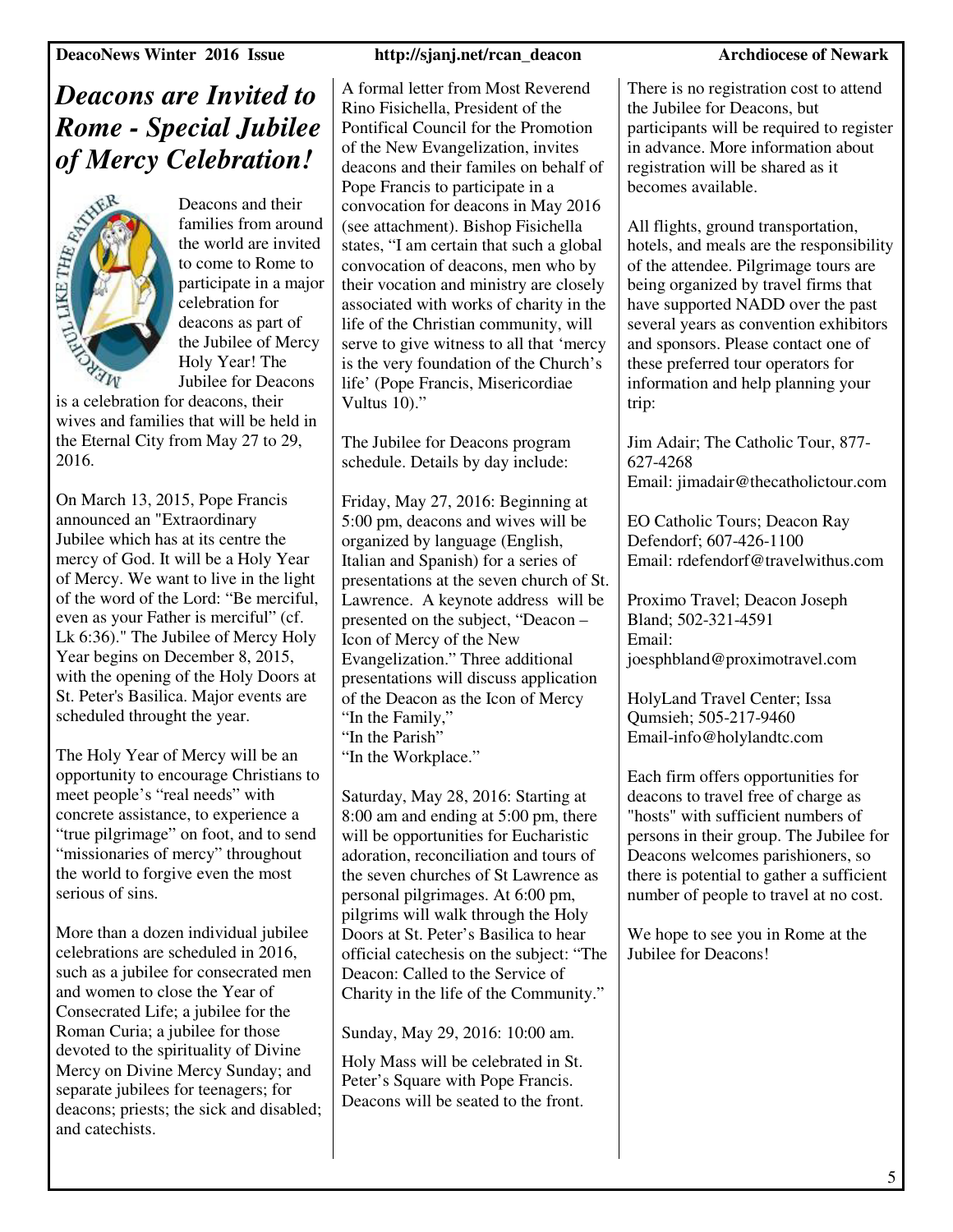# *Deacons are Invited to Rome - Special Jubilee of Mercy Celebration!*

Deacons and their families from around the world are invited to come to Rome to participate in a major celebration for deacons as part of the Jubilee of Mercy Holy Year! The Jubilee for Deacons is a celebration for deacons, their wives and families that will be held in the Eternal City from May 27 to 29, 2016.

On March 13, 2015, Pope Francis announced an "Extraordinary Jubilee which has at its centre the mercy of God. It will be a Holy Year of Mercy. We want to live in the light of the word of the Lord: "Be merciful, even as your Father is merciful" (cf. Lk 6:36)." The Jubilee of Mercy Holy Year begins on December 8, 2015, with the opening of the Holy Doors at St. Peter's Basilica. Major events are scheduled throught the year.

The Holy Year of Mercy will be an opportunity to encourage Christians to meet people's "real needs" with concrete assistance, to experience a "true pilgrimage" on foot, and to send "missionaries of mercy" throughout the world to forgive even the most serious of sins.

More than a dozen individual jubilee celebrations are scheduled in 2016, such as a jubilee for consecrated men and women to close the Year of Consecrated Life; a jubilee for the Roman Curia; a jubilee for those devoted to the spirituality of Divine Mercy on Divine Mercy Sunday; and separate jubilees for teenagers; for deacons; priests; the sick and disabled; and catechists.

A formal letter from Most Reverend Rino Fisichella, President of the Pontifical Council for the Promotion of the New Evangelization, invites deacons and their familes on behalf of Pope Francis to participate in a convocation for deacons in May 2016 (see attachment). Bishop Fisichella states, "I am certain that such a global convocation of deacons, men who by their vocation and ministry are closely associated with works of charity in the life of the Christian community, will serve to give witness to all that 'mercy is the very foundation of the Church's life' (Pope Francis, Misericordiae Vultus 10)."

The Jubilee for Deacons program schedule. Details by day include:

Friday, May 27, 2016: Beginning at 5:00 pm, deacons and wives will be organized by language (English, Italian and Spanish) for a series of presentations at the seven church of St. Lawrence. A keynote address will be presented on the subject, "Deacon – Icon of Mercy of the New Evangelization." Three additional presentations will discuss application of the Deacon as the Icon of Mercy
"In the Family,"
"In the Parish"
"In the Workplace."

Saturday, May 28, 2016: Starting at 8:00 am and ending at 5:00 pm, there will be opportunities for Eucharistic adoration, reconciliation and tours of the seven churches of St Lawrence as personal pilgrimages. At 6:00 pm, pilgrims will walk through the Holy Doors at St. Peter's Basilica to hear official catechesis on the subject: "The Deacon: Called to the Service of Charity in the life of the Community."

Sunday, May 29, 2016: 10:00 am.

Holy Mass will be celebrated in St. Peter's Square with Pope Francis. Deacons will be seated to the front.

There is no registration cost to attend the Jubilee for Deacons, but participants will be required to register in advance. More information about registration will be shared as it becomes available.

All flights, ground transportation, hotels, and meals are the responsibility of the attendee. Pilgrimage tours are being organized by travel firms that have supported NADD over the past several years as convention exhibitors and sponsors. Please contact one of these preferred tour operators for information and help planning your trip:

Jim Adair; The Catholic Tour, 877-627-4268
Email: jimadair@thecatholictour.com

EO Catholic Tours; Deacon Ray Defendorf; 607-426-1100
Email: rdefendorf@travelwithus.com

Proximo Travel; Deacon Joseph Bland; 502-321-4591
Email: joesphbland@proximotravel.com

HolyLand Travel Center; Issa Qumsieh; 505-217-9460
Email-info@holylandtc.com

Each firm offers opportunities for deacons to travel free of charge as "hosts" with sufficient numbers of persons in their group. The Jubilee for Deacons welcomes parishioners, so there is potential to gather a sufficient number of people to travel at no cost.

We hope to see you in Rome at the Jubilee for Deacons!